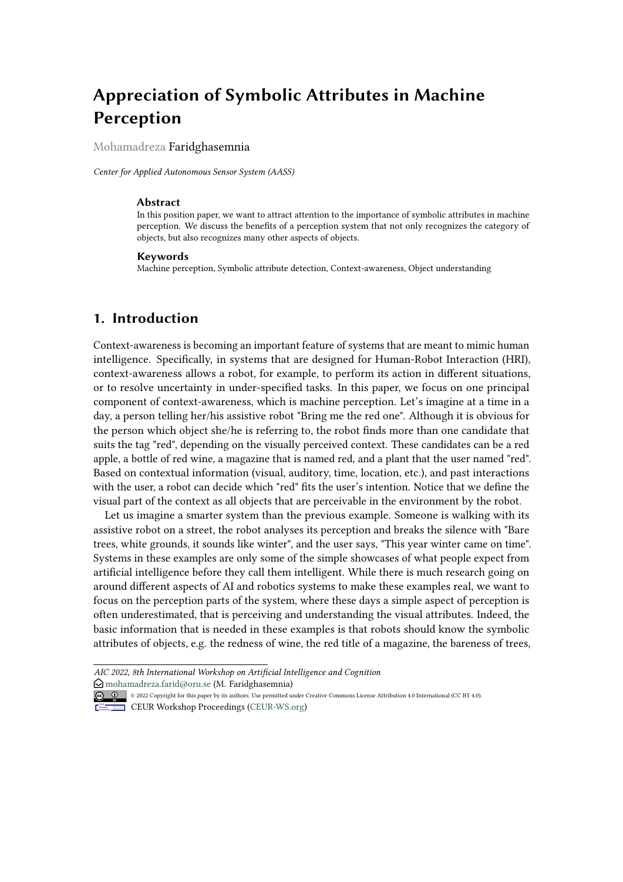# Appreciation of Symbolic Attributes in Machine Perception

Mohamadreza Faridghasemnia

*Center for Applied Autonomous Sensor System (AASS)*

### Abstract

In this position paper, we want to attract attention to the importance of symbolic attributes in machine perception. We discuss the benefits of a perception system that not only recognizes the category of objects, but also recognizes many other aspects of objects.

### Keywords

Machine perception, Symbolic attribute detection, Context-awareness, Object understanding

## 1. Introduction

Context-awareness is becoming an important feature of systems that are meant to mimic human intelligence. Specifically, in systems that are designed for Human-Robot Interaction (HRI), context-awareness allows a robot, for example, to perform its action in different situations, or to resolve uncertainty in under-specified tasks. In this paper, we focus on one principal component of context-awareness, which is machine perception. Let's imagine at a time in a day, a person telling her/his assistive robot "Bring me the red one". Although it is obvious for the person which object she/he is referring to, the robot finds more than one candidate that suits the tag "red", depending on the visually perceived context. These candidates can be a red apple, a bottle of red wine, a magazine that is named red, and a plant that the user named "red". Based on contextual information (visual, auditory, time, location, etc.), and past interactions with the user, a robot can decide which "red" fits the user's intention. Notice that we define the visual part of the context as all objects that are perceivable in the environment by the robot.

Let us imagine a smarter system than the previous example. Someone is walking with its assistive robot on a street, the robot analyses its perception and breaks the silence with "Bare trees, white grounds, it sounds like winter", and the user says, "This year winter came on time". Systems in these examples are only some of the simple showcases of what people expect from artificial intelligence before they call them intelligent. While there is much research going on around different aspects of AI and robotics systems to make these examples real, we want to focus on the perception parts of the system, where these days a simple aspect of perception is often underestimated, that is perceiving and understanding the visual attributes. Indeed, the basic information that is needed in these examples is that robots should know the symbolic attributes of objects, e.g. the redness of wine, the red title of a magazine, the bareness of trees,

---

*AIC 2022, 8th International Workshop on Artificial Intelligence and Cognition*

mohamadreza.farid@oru.se (M. Faridghasemnia)

© 2022 Copyright for this paper by its authors. Use permitted under Creative Commons License Attribution 4.0 International (CC BY 4.0).

CEUR Workshop Proceedings (CEUR-WS.org)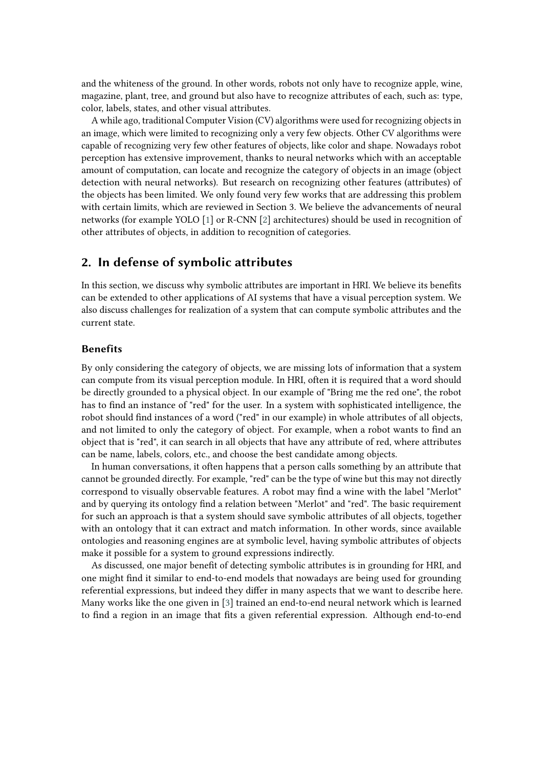and the whiteness of the ground. In other words, robots not only have to recognize apple, wine, magazine, plant, tree, and ground but also have to recognize attributes of each, such as: type, color, labels, states, and other visual attributes.

A while ago, traditional Computer Vision (CV) algorithms were used for recognizing objects in an image, which were limited to recognizing only a very few objects. Other CV algorithms were capable of recognizing very few other features of objects, like color and shape. Nowadays robot perception has extensive improvement, thanks to neural networks which with an acceptable amount of computation, can locate and recognize the category of objects in an image (object detection with neural networks). But research on recognizing other features (attributes) of the objects has been limited. We only found very few works that are addressing this problem with certain limits, which are reviewed in Section 3. We believe the advancements of neural networks (for example YOLO [1] or R-CNN [2] architectures) should be used in recognition of other attributes of objects, in addition to recognition of categories.

## 2. In defense of symbolic attributes

In this section, we discuss why symbolic attributes are important in HRI. We believe its benefits can be extended to other applications of AI systems that have a visual perception system. We also discuss challenges for realization of a system that can compute symbolic attributes and the current state.

### Benefits

By only considering the category of objects, we are missing lots of information that a system can compute from its visual perception module. In HRI, often it is required that a word should be directly grounded to a physical object. In our example of "Bring me the red one", the robot has to find an instance of "red" for the user. In a system with sophisticated intelligence, the robot should find instances of a word ("red" in our example) in whole attributes of all objects, and not limited to only the category of object. For example, when a robot wants to find an object that is "red", it can search in all objects that have any attribute of red, where attributes can be name, labels, colors, etc., and choose the best candidate among objects.

In human conversations, it often happens that a person calls something by an attribute that cannot be grounded directly. For example, "red" can be the type of wine but this may not directly correspond to visually observable features. A robot may find a wine with the label "Merlot" and by querying its ontology find a relation between "Merlot" and "red". The basic requirement for such an approach is that a system should save symbolic attributes of all objects, together with an ontology that it can extract and match information. In other words, since available ontologies and reasoning engines are at symbolic level, having symbolic attributes of objects make it possible for a system to ground expressions indirectly.

As discussed, one major benefit of detecting symbolic attributes is in grounding for HRI, and one might find it similar to end-to-end models that nowadays are being used for grounding referential expressions, but indeed they differ in many aspects that we want to describe here. Many works like the one given in [3] trained an end-to-end neural network which is learned to find a region in an image that fits a given referential expression. Although end-to-end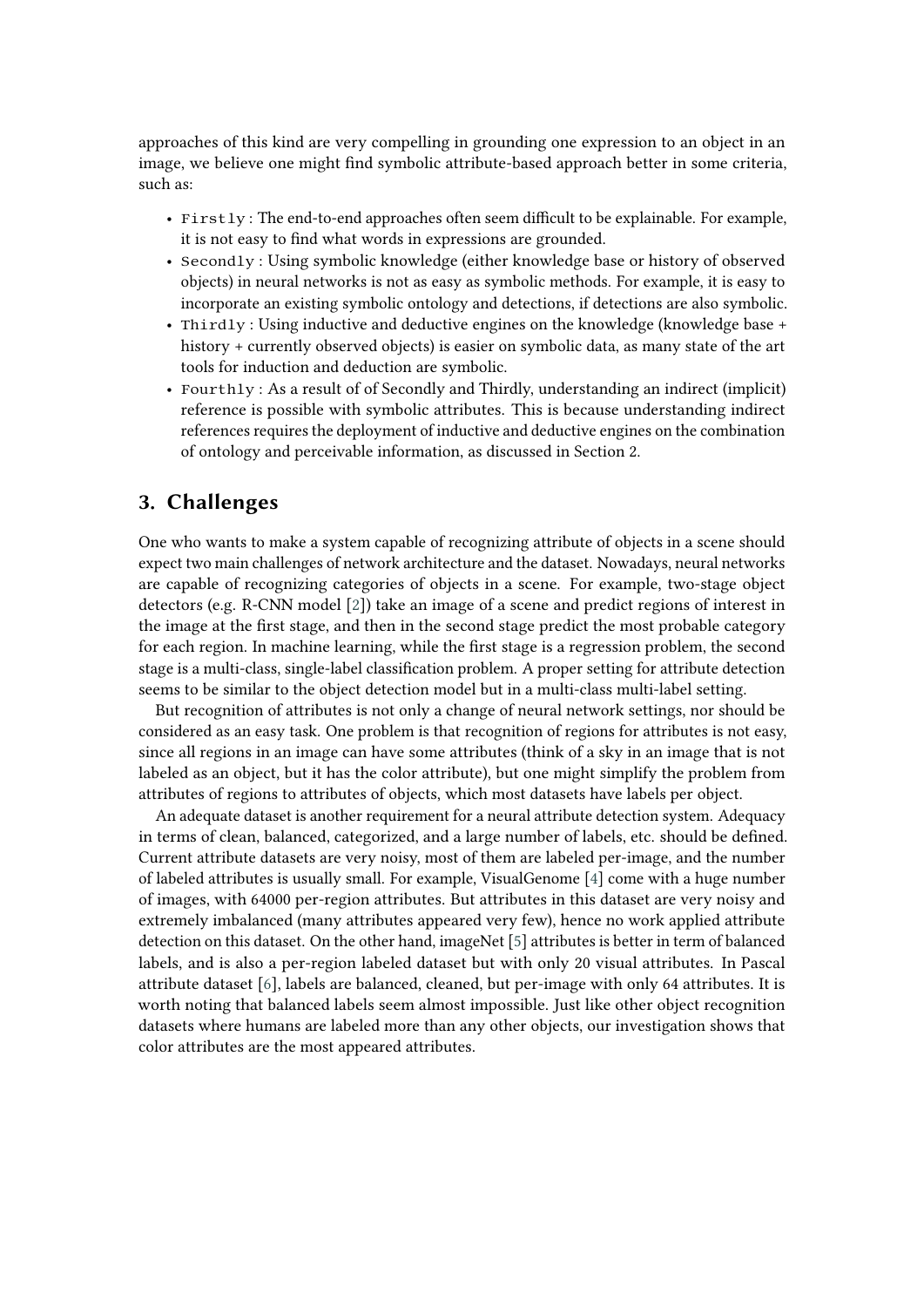approaches of this kind are very compelling in grounding one expression to an object in an image, we believe one might find symbolic attribute-based approach better in some criteria, such as:

- `Firstly` : The end-to-end approaches often seem difficult to be explainable. For example, it is not easy to find what words in expressions are grounded.
- `Secondly` : Using symbolic knowledge (either knowledge base or history of observed objects) in neural networks is not as easy as symbolic methods. For example, it is easy to incorporate an existing symbolic ontology and detections, if detections are also symbolic.
- `Thirdly` : Using inductive and deductive engines on the knowledge (knowledge base + history + currently observed objects) is easier on symbolic data, as many state of the art tools for induction and deduction are symbolic.
- `Fourthly` : As a result of of Secondly and Thirdly, understanding an indirect (implicit) reference is possible with symbolic attributes. This is because understanding indirect references requires the deployment of inductive and deductive engines on the combination of ontology and perceivable information, as discussed in Section 2.

## 3. Challenges

One who wants to make a system capable of recognizing attribute of objects in a scene should expect two main challenges of network architecture and the dataset. Nowadays, neural networks are capable of recognizing categories of objects in a scene. For example, two-stage object detectors (e.g. R-CNN model [2]) take an image of a scene and predict regions of interest in the image at the first stage, and then in the second stage predict the most probable category for each region. In machine learning, while the first stage is a regression problem, the second stage is a multi-class, single-label classification problem. A proper setting for attribute detection seems to be similar to the object detection model but in a multi-class multi-label setting.

But recognition of attributes is not only a change of neural network settings, nor should be considered as an easy task. One problem is that recognition of regions for attributes is not easy, since all regions in an image can have some attributes (think of a sky in an image that is not labeled as an object, but it has the color attribute), but one might simplify the problem from attributes of regions to attributes of objects, which most datasets have labels per object.

An adequate dataset is another requirement for a neural attribute detection system. Adequacy in terms of clean, balanced, categorized, and a large number of labels, etc. should be defined. Current attribute datasets are very noisy, most of them are labeled per-image, and the number of labeled attributes is usually small. For example, VisualGenome [4] come with a huge number of images, with 64000 per-region attributes. But attributes in this dataset are very noisy and extremely imbalanced (many attributes appeared very few), hence no work applied attribute detection on this dataset. On the other hand, imageNet [5] attributes is better in term of balanced labels, and is also a per-region labeled dataset but with only 20 visual attributes. In Pascal attribute dataset [6], labels are balanced, cleaned, but per-image with only 64 attributes. It is worth noting that balanced labels seem almost impossible. Just like other object recognition datasets where humans are labeled more than any other objects, our investigation shows that color attributes are the most appeared attributes.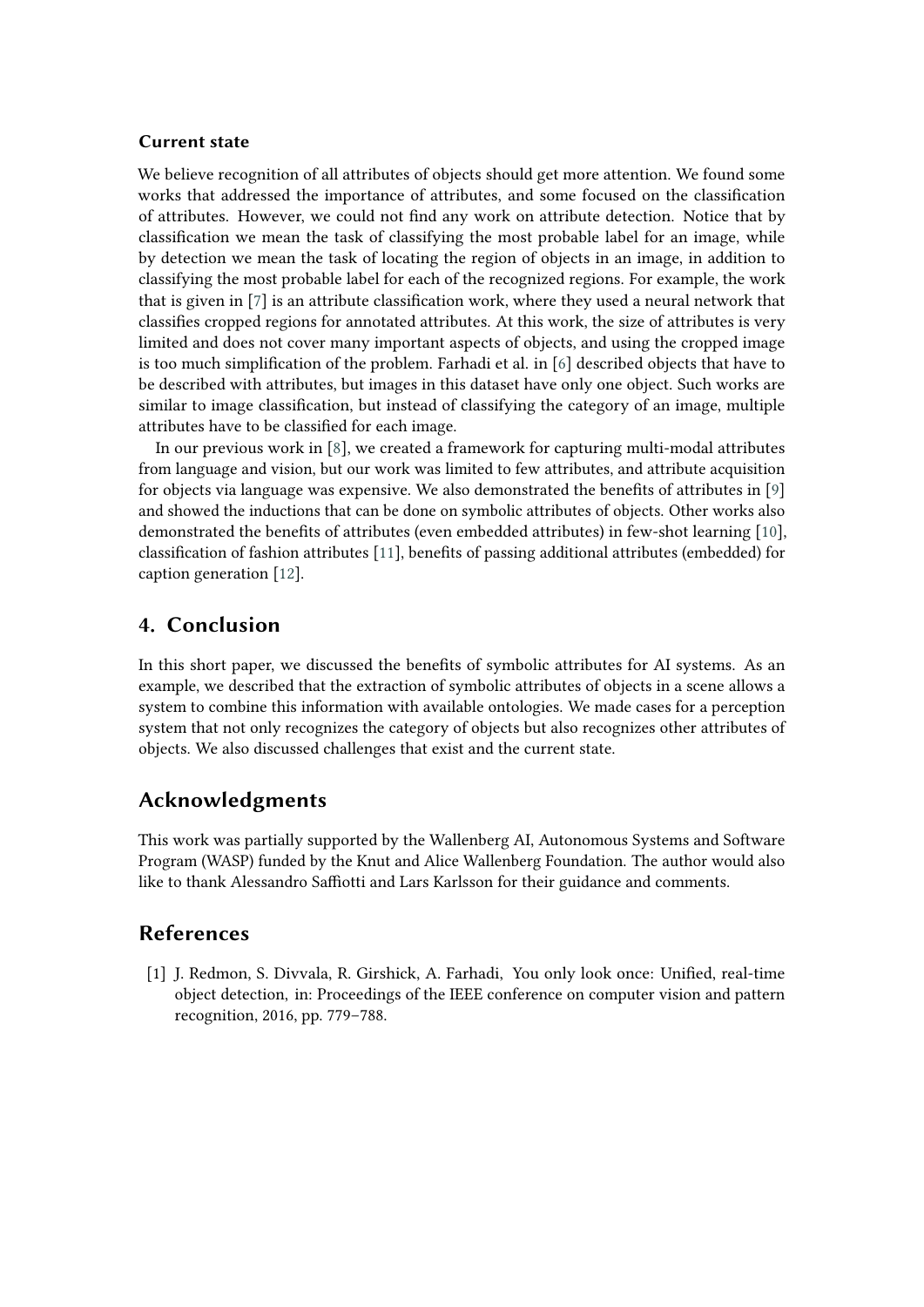### Current state

We believe recognition of all attributes of objects should get more attention. We found some works that addressed the importance of attributes, and some focused on the classification of attributes. However, we could not find any work on attribute detection. Notice that by classification we mean the task of classifying the most probable label for an image, while by detection we mean the task of locating the region of objects in an image, in addition to classifying the most probable label for each of the recognized regions. For example, the work that is given in [7] is an attribute classification work, where they used a neural network that classifies cropped regions for annotated attributes. At this work, the size of attributes is very limited and does not cover many important aspects of objects, and using the cropped image is too much simplification of the problem. Farhadi et al. in [6] described objects that have to be described with attributes, but images in this dataset have only one object. Such works are similar to image classification, but instead of classifying the category of an image, multiple attributes have to be classified for each image.

In our previous work in [8], we created a framework for capturing multi-modal attributes from language and vision, but our work was limited to few attributes, and attribute acquisition for objects via language was expensive. We also demonstrated the benefits of attributes in [9] and showed the inductions that can be done on symbolic attributes of objects. Other works also demonstrated the benefits of attributes (even embedded attributes) in few-shot learning [10], classification of fashion attributes [11], benefits of passing additional attributes (embedded) for caption generation [12].

## 4. Conclusion

In this short paper, we discussed the benefits of symbolic attributes for AI systems. As an example, we described that the extraction of symbolic attributes of objects in a scene allows a system to combine this information with available ontologies. We made cases for a perception system that not only recognizes the category of objects but also recognizes other attributes of objects. We also discussed challenges that exist and the current state.

## Acknowledgments

This work was partially supported by the Wallenberg AI, Autonomous Systems and Software Program (WASP) funded by the Knut and Alice Wallenberg Foundation. The author would also like to thank Alessandro Saffiotti and Lars Karlsson for their guidance and comments.

## References

[1] J. Redmon, S. Divvala, R. Girshick, A. Farhadi, You only look once: Unified, real-time object detection, in: Proceedings of the IEEE conference on computer vision and pattern recognition, 2016, pp. 779–788.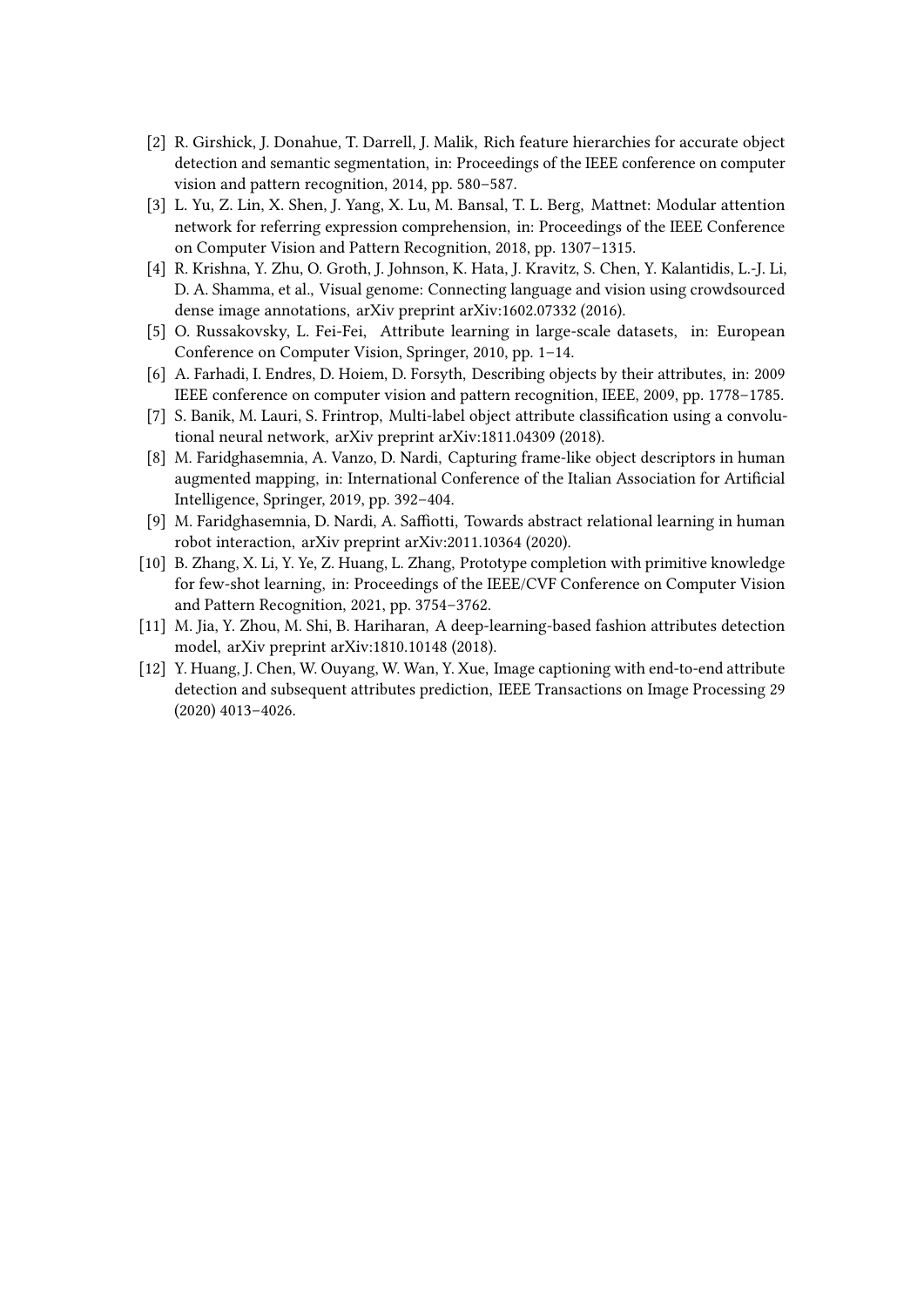[2] R. Girshick, J. Donahue, T. Darrell, J. Malik, Rich feature hierarchies for accurate object detection and semantic segmentation, in: Proceedings of the IEEE conference on computer vision and pattern recognition, 2014, pp. 580–587.

[3] L. Yu, Z. Lin, X. Shen, J. Yang, X. Lu, M. Bansal, T. L. Berg, Mattnet: Modular attention network for referring expression comprehension, in: Proceedings of the IEEE Conference on Computer Vision and Pattern Recognition, 2018, pp. 1307–1315.

[4] R. Krishna, Y. Zhu, O. Groth, J. Johnson, K. Hata, J. Kravitz, S. Chen, Y. Kalantidis, L.-J. Li, D. A. Shamma, et al., Visual genome: Connecting language and vision using crowdsourced dense image annotations, arXiv preprint arXiv:1602.07332 (2016).

[5] O. Russakovsky, L. Fei-Fei, Attribute learning in large-scale datasets, in: European Conference on Computer Vision, Springer, 2010, pp. 1–14.

[6] A. Farhadi, I. Endres, D. Hoiem, D. Forsyth, Describing objects by their attributes, in: 2009 IEEE conference on computer vision and pattern recognition, IEEE, 2009, pp. 1778–1785.

[7] S. Banik, M. Lauri, S. Frintrop, Multi-label object attribute classification using a convolutional neural network, arXiv preprint arXiv:1811.04309 (2018).

[8] M. Faridghasemnia, A. Vanzo, D. Nardi, Capturing frame-like object descriptors in human augmented mapping, in: International Conference of the Italian Association for Artificial Intelligence, Springer, 2019, pp. 392–404.

[9] M. Faridghasemnia, D. Nardi, A. Saffiotti, Towards abstract relational learning in human robot interaction, arXiv preprint arXiv:2011.10364 (2020).

[10] B. Zhang, X. Li, Y. Ye, Z. Huang, L. Zhang, Prototype completion with primitive knowledge for few-shot learning, in: Proceedings of the IEEE/CVF Conference on Computer Vision and Pattern Recognition, 2021, pp. 3754–3762.

[11] M. Jia, Y. Zhou, M. Shi, B. Hariharan, A deep-learning-based fashion attributes detection model, arXiv preprint arXiv:1810.10148 (2018).

[12] Y. Huang, J. Chen, W. Ouyang, W. Wan, Y. Xue, Image captioning with end-to-end attribute detection and subsequent attributes prediction, IEEE Transactions on Image Processing 29 (2020) 4013–4026.